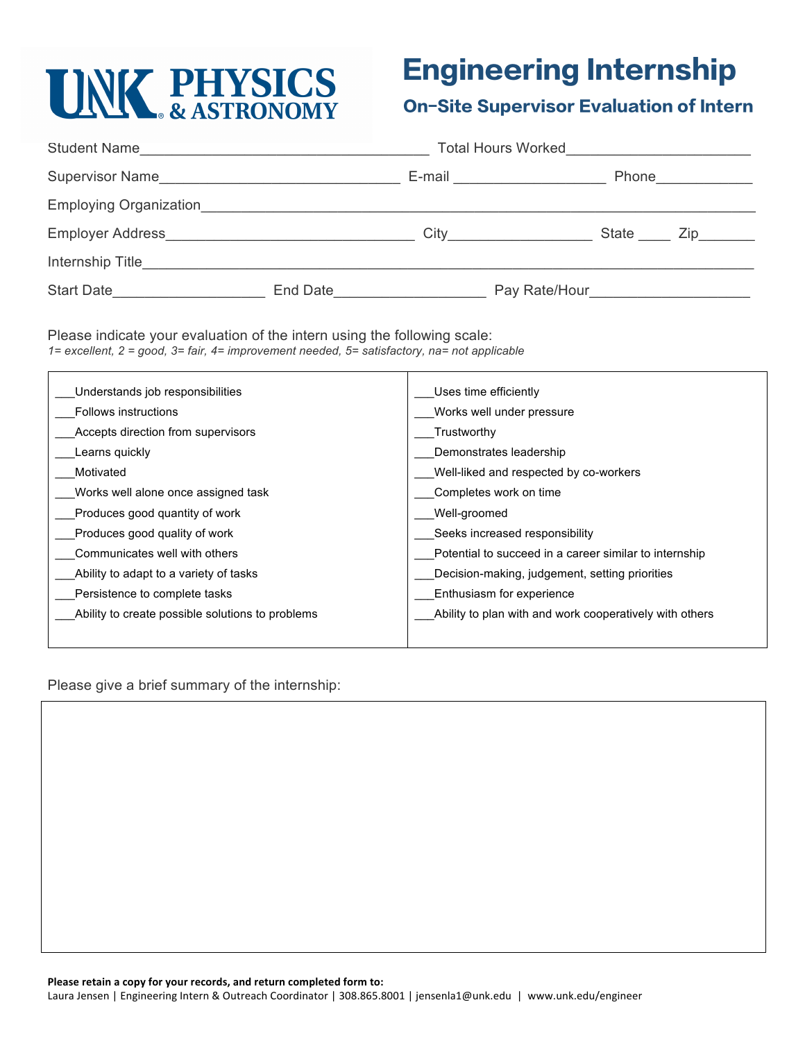UNK PHYSICS & ASTRONOMY

# Engineering Internship

## On-Site Supervisor Evaluation of Intern

Student Name___________________________________ Total Hours Worked______________________

Supervisor Name_____________________________ E-mail __________________ Phone____________

Employing Organization___________________________________________________________________

Employer Address______________________________ City_________________ State ____ Zip_______

Internship Title__________________________________________________________________________

Start Date__________________ End Date__________________ Pay Rate/Hour___________________

Please indicate your evaluation of the intern using the following scale:
*1= excellent, 2 = good, 3= fair, 4= improvement needed, 5= satisfactory, na= not applicable*

| | |
|---|---|
| ___Understands job responsibilities | ___Uses time efficiently |
| ___Follows instructions | ___Works well under pressure |
| ___Accepts direction from supervisors | ___Trustworthy |
| ___Learns quickly | ___Demonstrates leadership |
| ___Motivated | ___Well-liked and respected by co-workers |
| ___Works well alone once assigned task | ___Completes work on time |
| ___Produces good quantity of work | ___Well-groomed |
| ___Produces good quality of work | ___Seeks increased responsibility |
| ___Communicates well with others | ___Potential to succeed in a career similar to internship |
| ___Ability to adapt to a variety of tasks | ___Decision-making, judgement, setting priorities |
| ___Persistence to complete tasks | ___Enthusiasm for experience |
| ___Ability to create possible solutions to problems | ___Ability to plan with and work cooperatively with others |

Please give a brief summary of the internship:

**Please retain a copy for your records, and return completed form to:**
Laura Jensen | Engineering Intern & Outreach Coordinator | 308.865.8001 | jensenla1@unk.edu | www.unk.edu/engineer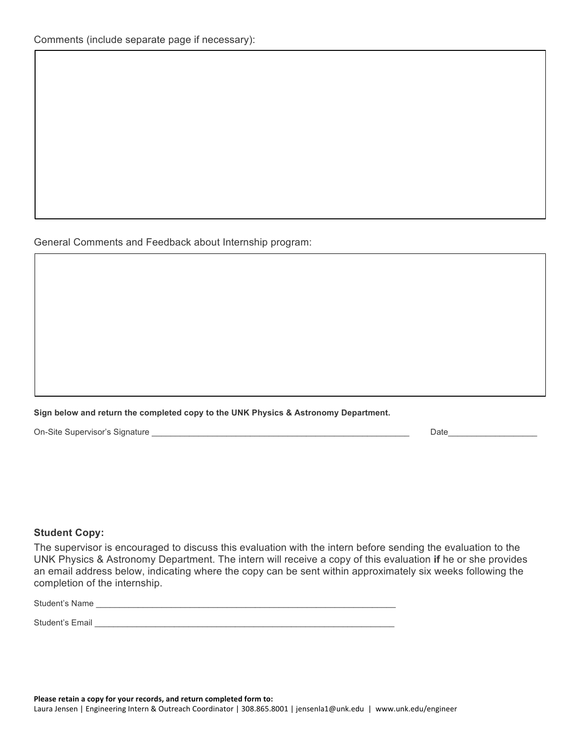Comments (include separate page if necessary):

General Comments and Feedback about Internship program:

**Sign below and return the completed copy to the UNK Physics & Astronomy Department.**

On-Site Supervisor's Signature ________________________________________________________ Date___________________

### Student Copy:

The supervisor is encouraged to discuss this evaluation with the intern before sending the evaluation to the UNK Physics & Astronomy Department. The intern will receive a copy of this evaluation **if** he or she provides an email address below, indicating where the copy can be sent within approximately six weeks following the completion of the internship.

Student's Name _________________________________________________________________

Student's Email _________________________________________________________________

**Please retain a copy for your records, and return completed form to:**
Laura Jensen | Engineering Intern & Outreach Coordinator | 308.865.8001 | jensenla1@unk.edu | www.unk.edu/engineer